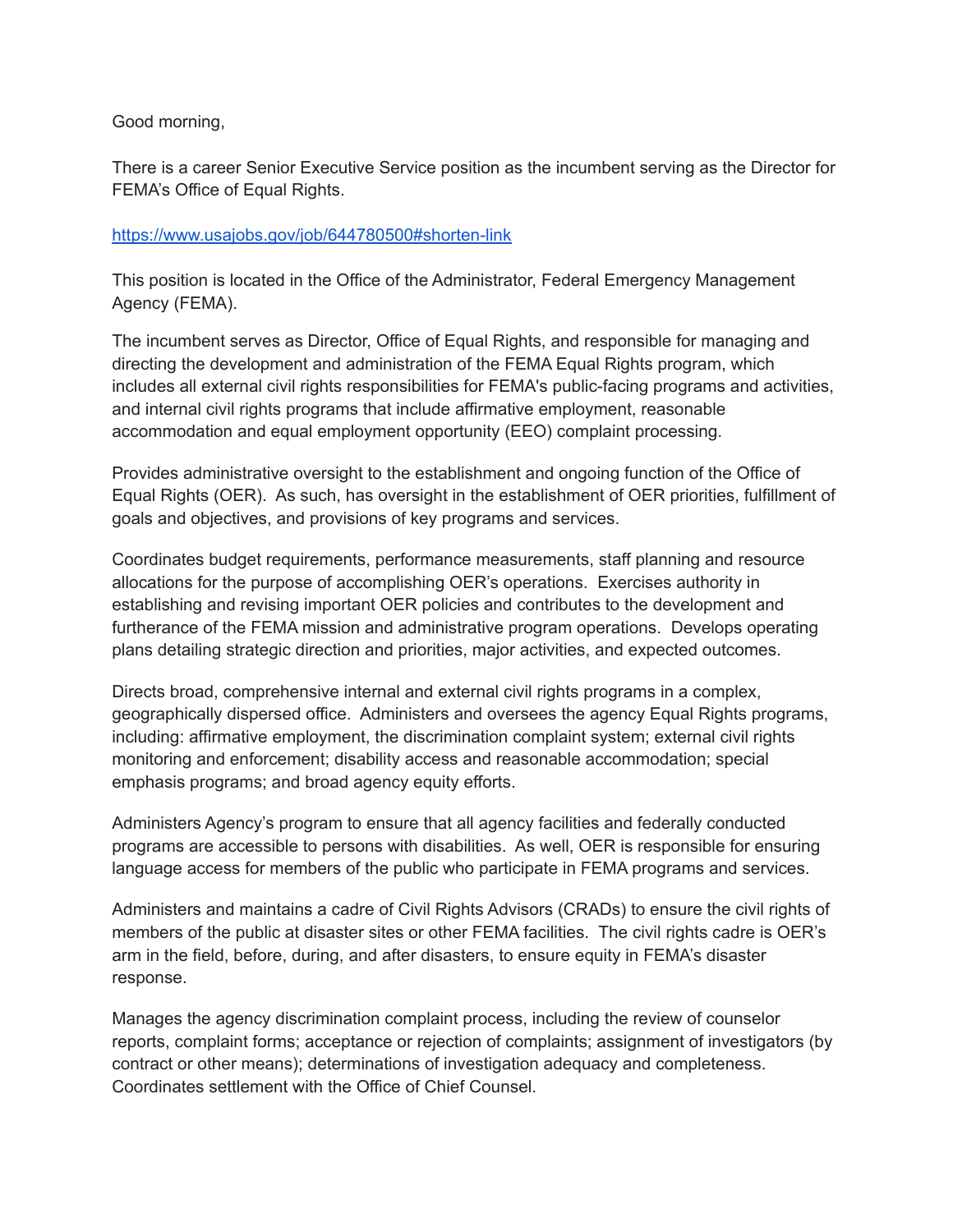Good morning,

There is a career Senior Executive Service position as the incumbent serving as the Director for FEMA's Office of Equal Rights.

[https://www.usajobs.gov/job/644780500#shorten-link](https://www.usajobs.gov/job/644780500#shorten-link)

This position is located in the Office of the Administrator, Federal Emergency Management Agency (FEMA).

The incumbent serves as Director, Office of Equal Rights, and responsible for managing and directing the development and administration of the FEMA Equal Rights program, which includes all external civil rights responsibilities for FEMA's public-facing programs and activities, and internal civil rights programs that include affirmative employment, reasonable accommodation and equal employment opportunity (EEO) complaint processing.

Provides administrative oversight to the establishment and ongoing function of the Office of Equal Rights (OER). As such, has oversight in the establishment of OER priorities, fulfillment of goals and objectives, and provisions of key programs and services.

Coordinates budget requirements, performance measurements, staff planning and resource allocations for the purpose of accomplishing OER's operations. Exercises authority in establishing and revising important OER policies and contributes to the development and furtherance of the FEMA mission and administrative program operations. Develops operating plans detailing strategic direction and priorities, major activities, and expected outcomes.

Directs broad, comprehensive internal and external civil rights programs in a complex, geographically dispersed office. Administers and oversees the agency Equal Rights programs, including: affirmative employment, the discrimination complaint system; external civil rights monitoring and enforcement; disability access and reasonable accommodation; special emphasis programs; and broad agency equity efforts.

Administers Agency's program to ensure that all agency facilities and federally conducted programs are accessible to persons with disabilities. As well, OER is responsible for ensuring language access for members of the public who participate in FEMA programs and services.

Administers and maintains a cadre of Civil Rights Advisors (CRADs) to ensure the civil rights of members of the public at disaster sites or other FEMA facilities. The civil rights cadre is OER's arm in the field, before, during, and after disasters, to ensure equity in FEMA's disaster response.

Manages the agency discrimination complaint process, including the review of counselor reports, complaint forms; acceptance or rejection of complaints; assignment of investigators (by contract or other means); determinations of investigation adequacy and completeness. Coordinates settlement with the Office of Chief Counsel.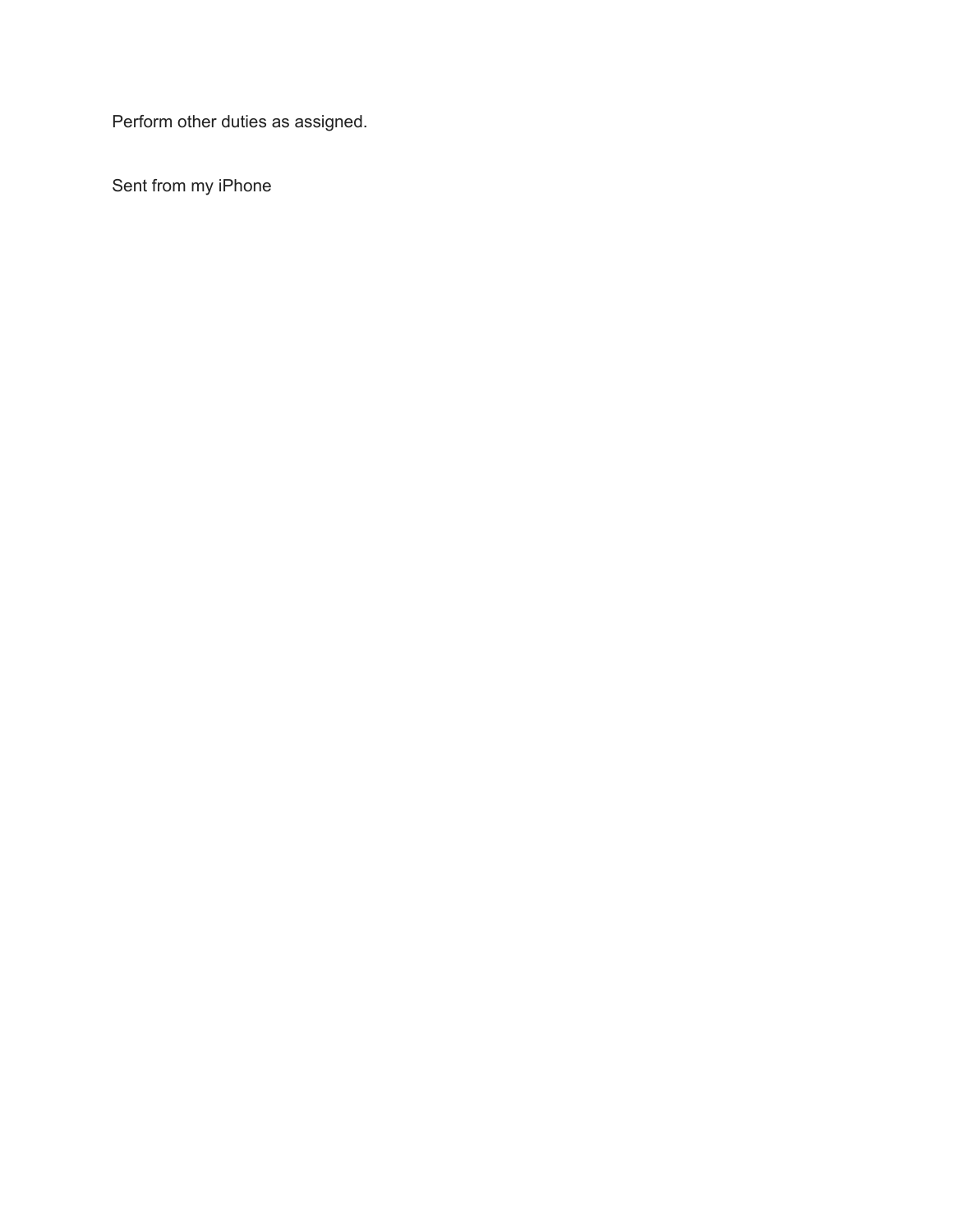Perform other duties as assigned.

Sent from my iPhone